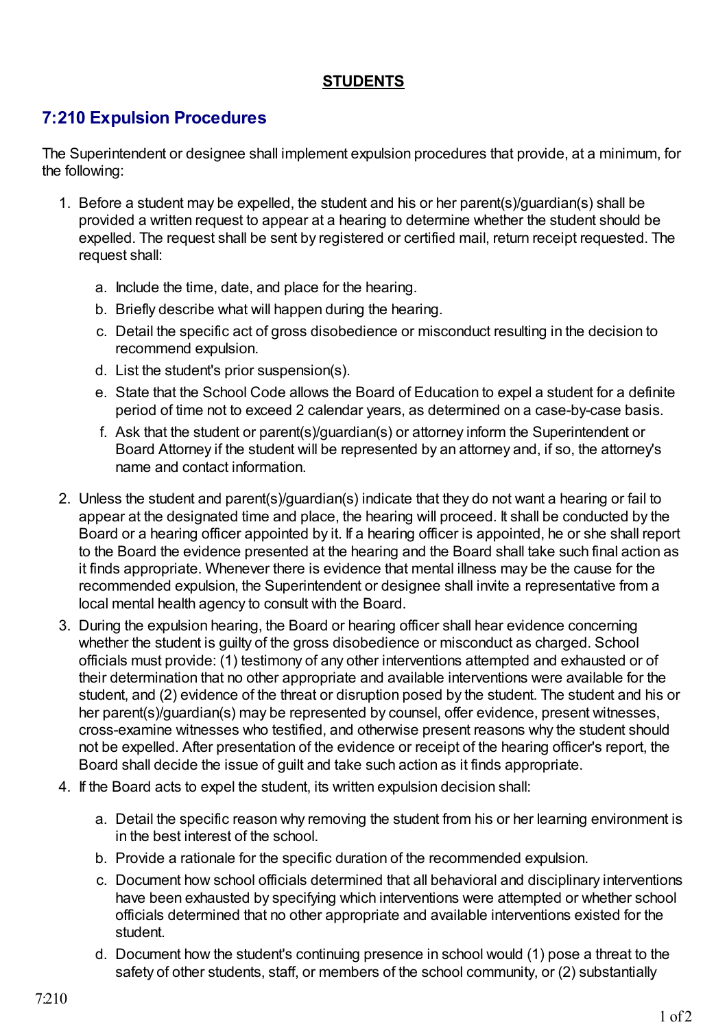**STUDENTS**

## 7:210 Expulsion Procedures

The Superintendent or designee shall implement expulsion procedures that provide, at a minimum, for the following:

1. Before a student may be expelled, the student and his or her parent(s)/guardian(s) shall be provided a written request to appear at a hearing to determine whether the student should be expelled. The request shall be sent by registered or certified mail, return receipt requested. The request shall:

   a. Include the time, date, and place for the hearing.

   b. Briefly describe what will happen during the hearing.

   c. Detail the specific act of gross disobedience or misconduct resulting in the decision to recommend expulsion.

   d. List the student's prior suspension(s).

   e. State that the School Code allows the Board of Education to expel a student for a definite period of time not to exceed 2 calendar years, as determined on a case-by-case basis.

   f. Ask that the student or parent(s)/guardian(s) or attorney inform the Superintendent or Board Attorney if the student will be represented by an attorney and, if so, the attorney's name and contact information.

2. Unless the student and parent(s)/guardian(s) indicate that they do not want a hearing or fail to appear at the designated time and place, the hearing will proceed. It shall be conducted by the Board or a hearing officer appointed by it. If a hearing officer is appointed, he or she shall report to the Board the evidence presented at the hearing and the Board shall take such final action as it finds appropriate. Whenever there is evidence that mental illness may be the cause for the recommended expulsion, the Superintendent or designee shall invite a representative from a local mental health agency to consult with the Board.

3. During the expulsion hearing, the Board or hearing officer shall hear evidence concerning whether the student is guilty of the gross disobedience or misconduct as charged. School officials must provide: (1) testimony of any other interventions attempted and exhausted or of their determination that no other appropriate and available interventions were available for the student, and (2) evidence of the threat or disruption posed by the student. The student and his or her parent(s)/guardian(s) may be represented by counsel, offer evidence, present witnesses, cross-examine witnesses who testified, and otherwise present reasons why the student should not be expelled. After presentation of the evidence or receipt of the hearing officer's report, the Board shall decide the issue of guilt and take such action as it finds appropriate.

4. If the Board acts to expel the student, its written expulsion decision shall:

   a. Detail the specific reason why removing the student from his or her learning environment is in the best interest of the school.

   b. Provide a rationale for the specific duration of the recommended expulsion.

   c. Document how school officials determined that all behavioral and disciplinary interventions have been exhausted by specifying which interventions were attempted or whether school officials determined that no other appropriate and available interventions existed for the student.

   d. Document how the student's continuing presence in school would (1) pose a threat to the safety of other students, staff, or members of the school community, or (2) substantially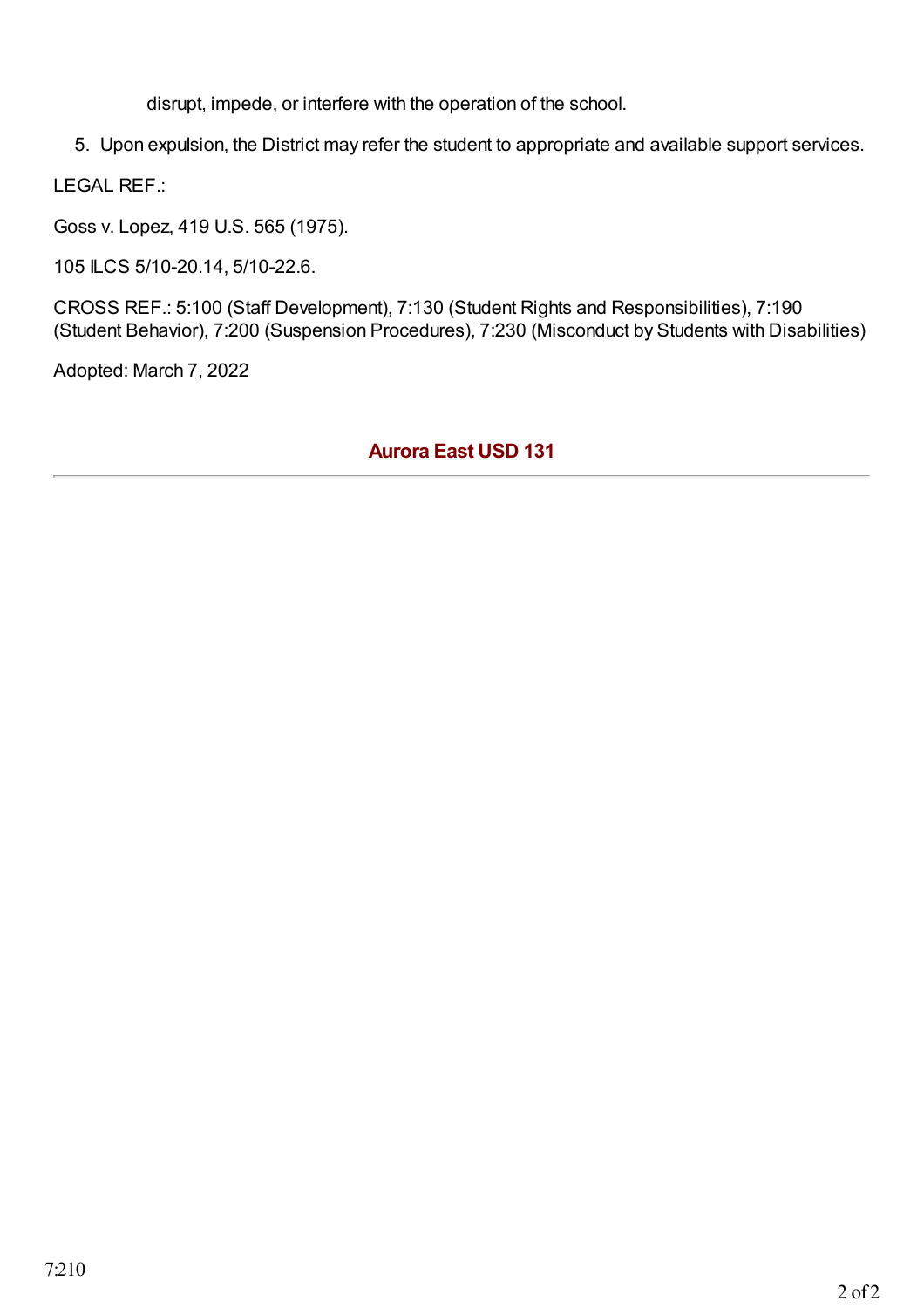disrupt, impede, or interfere with the operation of the school.

5. Upon expulsion, the District may refer the student to appropriate and available support services.

LEGAL REF.:

Goss v. Lopez, 419 U.S. 565 (1975).

105 ILCS 5/10-20.14, 5/10-22.6.

CROSS REF.: 5:100 (Staff Development), 7:130 (Student Rights and Responsibilities), 7:190 (Student Behavior), 7:200 (Suspension Procedures), 7:230 (Misconduct by Students with Disabilities)

Adopted: March 7, 2022

**Aurora East USD 131**

---